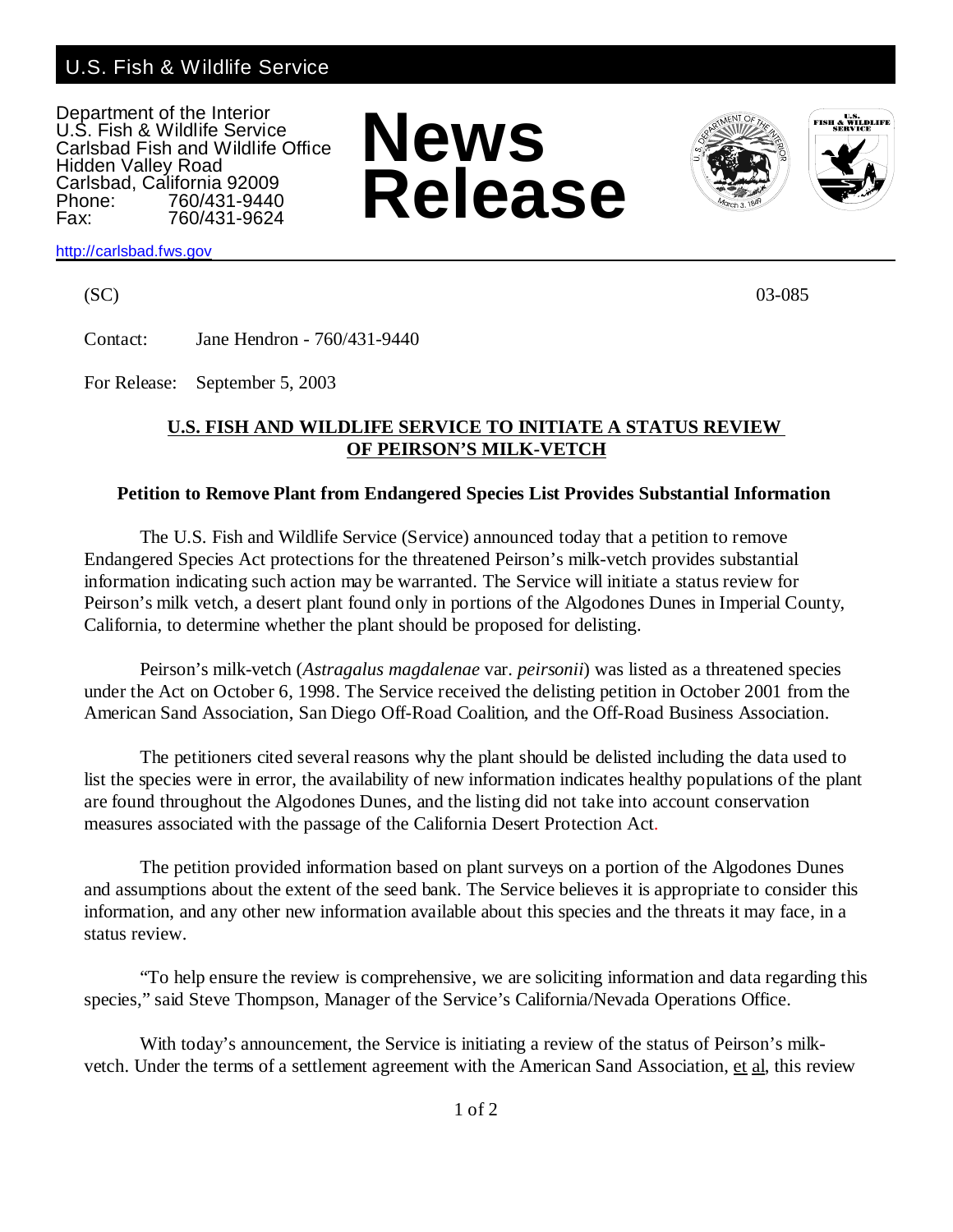U.S. Fish & Wildlife Service

Department of the Interior
U.S. Fish & Wildlife Service
Carlsbad Fish and Wildlife Office
Hidden Valley Road
Carlsbad, California 92009
Phone: 760/431-9440
Fax: 760/431-9624

http://carlsbad.fws.gov

# News Release

(SC) 03-085

Contact: Jane Hendron - 760/431-9440

For Release: September 5, 2003

## U.S. FISH AND WILDLIFE SERVICE TO INITIATE A STATUS REVIEW OF PEIRSON'S MILK-VETCH

### Petition to Remove Plant from Endangered Species List Provides Substantial Information

The U.S. Fish and Wildlife Service (Service) announced today that a petition to remove Endangered Species Act protections for the threatened Peirson's milk-vetch provides substantial information indicating such action may be warranted. The Service will initiate a status review for Peirson's milk vetch, a desert plant found only in portions of the Algodones Dunes in Imperial County, California, to determine whether the plant should be proposed for delisting.

Peirson's milk-vetch (*Astragalus magdalenae* var. *peirsonii*) was listed as a threatened species under the Act on October 6, 1998. The Service received the delisting petition in October 2001 from the American Sand Association, San Diego Off-Road Coalition, and the Off-Road Business Association.

The petitioners cited several reasons why the plant should be delisted including the data used to list the species were in error, the availability of new information indicates healthy populations of the plant are found throughout the Algodones Dunes, and the listing did not take into account conservation measures associated with the passage of the California Desert Protection Act.

The petition provided information based on plant surveys on a portion of the Algodones Dunes and assumptions about the extent of the seed bank. The Service believes it is appropriate to consider this information, and any other new information available about this species and the threats it may face, in a status review.

"To help ensure the review is comprehensive, we are soliciting information and data regarding this species," said Steve Thompson, Manager of the Service's California/Nevada Operations Office.

With today's announcement, the Service is initiating a review of the status of Peirson's milk-vetch. Under the terms of a settlement agreement with the American Sand Association, et al, this review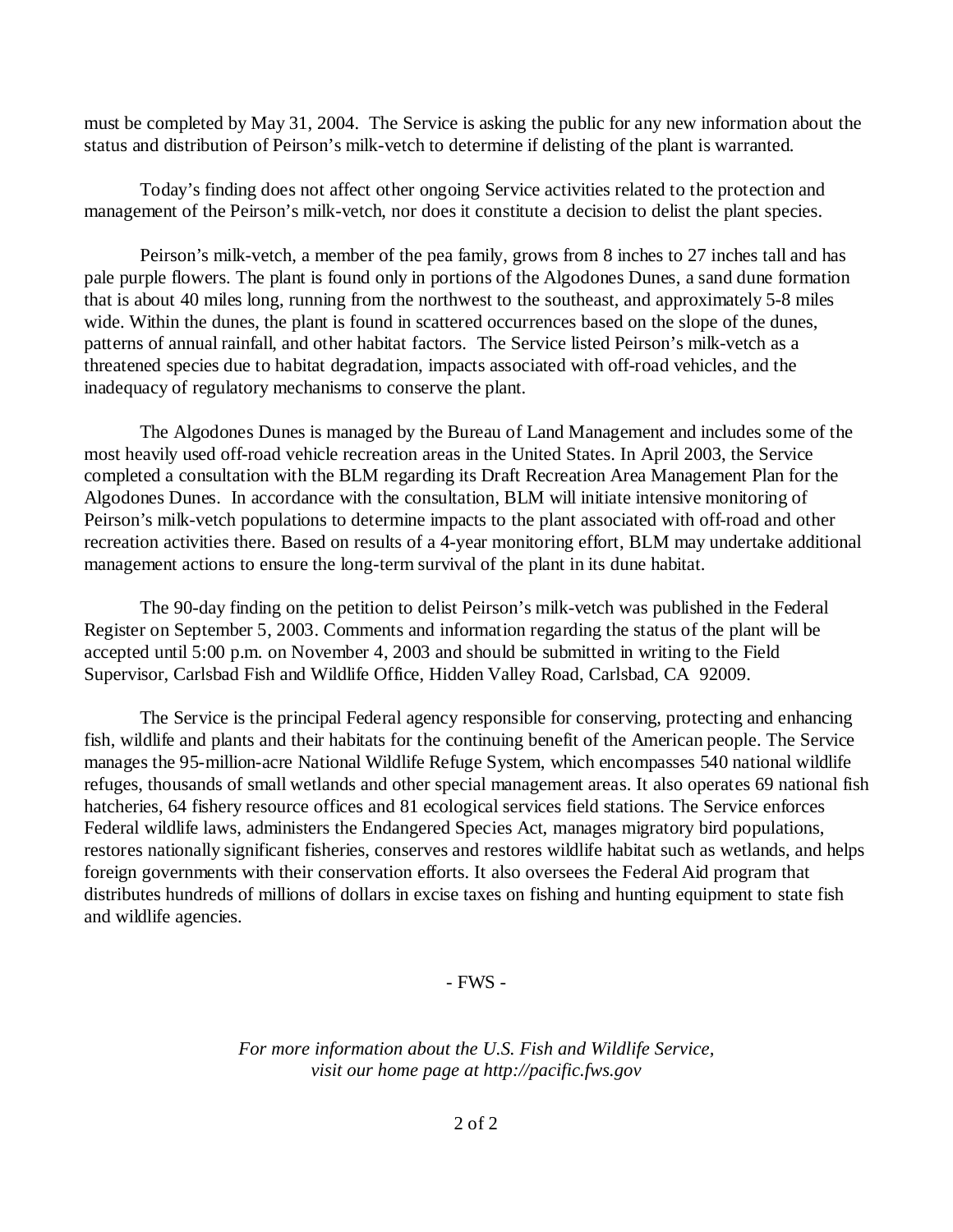must be completed by May 31, 2004. The Service is asking the public for any new information about the status and distribution of Peirson's milk-vetch to determine if delisting of the plant is warranted.

Today's finding does not affect other ongoing Service activities related to the protection and management of the Peirson's milk-vetch, nor does it constitute a decision to delist the plant species.

Peirson's milk-vetch, a member of the pea family, grows from 8 inches to 27 inches tall and has pale purple flowers. The plant is found only in portions of the Algodones Dunes, a sand dune formation that is about 40 miles long, running from the northwest to the southeast, and approximately 5-8 miles wide. Within the dunes, the plant is found in scattered occurrences based on the slope of the dunes, patterns of annual rainfall, and other habitat factors. The Service listed Peirson's milk-vetch as a threatened species due to habitat degradation, impacts associated with off-road vehicles, and the inadequacy of regulatory mechanisms to conserve the plant.

The Algodones Dunes is managed by the Bureau of Land Management and includes some of the most heavily used off-road vehicle recreation areas in the United States. In April 2003, the Service completed a consultation with the BLM regarding its Draft Recreation Area Management Plan for the Algodones Dunes. In accordance with the consultation, BLM will initiate intensive monitoring of Peirson's milk-vetch populations to determine impacts to the plant associated with off-road and other recreation activities there. Based on results of a 4-year monitoring effort, BLM may undertake additional management actions to ensure the long-term survival of the plant in its dune habitat.

The 90-day finding on the petition to delist Peirson's milk-vetch was published in the Federal Register on September 5, 2003. Comments and information regarding the status of the plant will be accepted until 5:00 p.m. on November 4, 2003 and should be submitted in writing to the Field Supervisor, Carlsbad Fish and Wildlife Office, Hidden Valley Road, Carlsbad, CA 92009.

The Service is the principal Federal agency responsible for conserving, protecting and enhancing fish, wildlife and plants and their habitats for the continuing benefit of the American people. The Service manages the 95-million-acre National Wildlife Refuge System, which encompasses 540 national wildlife refuges, thousands of small wetlands and other special management areas. It also operates 69 national fish hatcheries, 64 fishery resource offices and 81 ecological services field stations. The Service enforces Federal wildlife laws, administers the Endangered Species Act, manages migratory bird populations, restores nationally significant fisheries, conserves and restores wildlife habitat such as wetlands, and helps foreign governments with their conservation efforts. It also oversees the Federal Aid program that distributes hundreds of millions of dollars in excise taxes on fishing and hunting equipment to state fish and wildlife agencies.

- FWS -

*For more information about the U.S. Fish and Wildlife Service,*
*visit our home page at http://pacific.fws.gov*